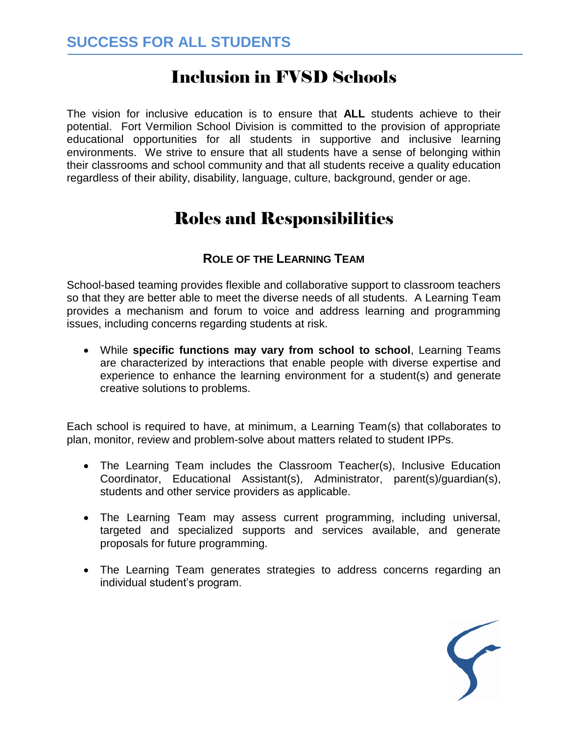# SUCCESS FOR ALL STUDENTS

## Inclusion in FVSD Schools

The vision for inclusive education is to ensure that **ALL** students achieve to their potential. Fort Vermilion School Division is committed to the provision of appropriate educational opportunities for all students in supportive and inclusive learning environments. We strive to ensure that all students have a sense of belonging within their classrooms and school community and that all students receive a quality education regardless of their ability, disability, language, culture, background, gender or age.

## Roles and Responsibilities

### Role of the Learning Team

School-based teaming provides flexible and collaborative support to classroom teachers so that they are better able to meet the diverse needs of all students. A Learning Team provides a mechanism and forum to voice and address learning and programming issues, including concerns regarding students at risk.

- While **specific functions may vary from school to school**, Learning Teams are characterized by interactions that enable people with diverse expertise and experience to enhance the learning environment for a student(s) and generate creative solutions to problems.

Each school is required to have, at minimum, a Learning Team(s) that collaborates to plan, monitor, review and problem-solve about matters related to student IPPs.

- The Learning Team includes the Classroom Teacher(s), Inclusive Education Coordinator, Educational Assistant(s), Administrator, parent(s)/guardian(s), students and other service providers as applicable.
- The Learning Team may assess current programming, including universal, targeted and specialized supports and services available, and generate proposals for future programming.
- The Learning Team generates strategies to address concerns regarding an individual student's program.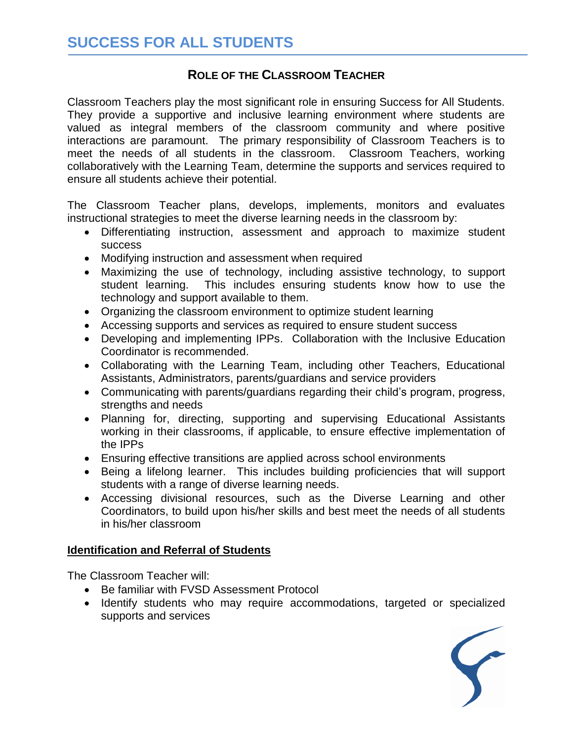# SUCCESS FOR ALL STUDENTS

## Role of the Classroom Teacher

Classroom Teachers play the most significant role in ensuring Success for All Students. They provide a supportive and inclusive learning environment where students are valued as integral members of the classroom community and where positive interactions are paramount. The primary responsibility of Classroom Teachers is to meet the needs of all students in the classroom. Classroom Teachers, working collaboratively with the Learning Team, determine the supports and services required to ensure all students achieve their potential.

The Classroom Teacher plans, develops, implements, monitors and evaluates instructional strategies to meet the diverse learning needs in the classroom by:

- Differentiating instruction, assessment and approach to maximize student success
- Modifying instruction and assessment when required
- Maximizing the use of technology, including assistive technology, to support student learning. This includes ensuring students know how to use the technology and support available to them.
- Organizing the classroom environment to optimize student learning
- Accessing supports and services as required to ensure student success
- Developing and implementing IPPs. Collaboration with the Inclusive Education Coordinator is recommended.
- Collaborating with the Learning Team, including other Teachers, Educational Assistants, Administrators, parents/guardians and service providers
- Communicating with parents/guardians regarding their child's program, progress, strengths and needs
- Planning for, directing, supporting and supervising Educational Assistants working in their classrooms, if applicable, to ensure effective implementation of the IPPs
- Ensuring effective transitions are applied across school environments
- Being a lifelong learner. This includes building proficiencies that will support students with a range of diverse learning needs.
- Accessing divisional resources, such as the Diverse Learning and other Coordinators, to build upon his/her skills and best meet the needs of all students in his/her classroom

### Identification and Referral of Students

The Classroom Teacher will:

- Be familiar with FVSD Assessment Protocol
- Identify students who may require accommodations, targeted or specialized supports and services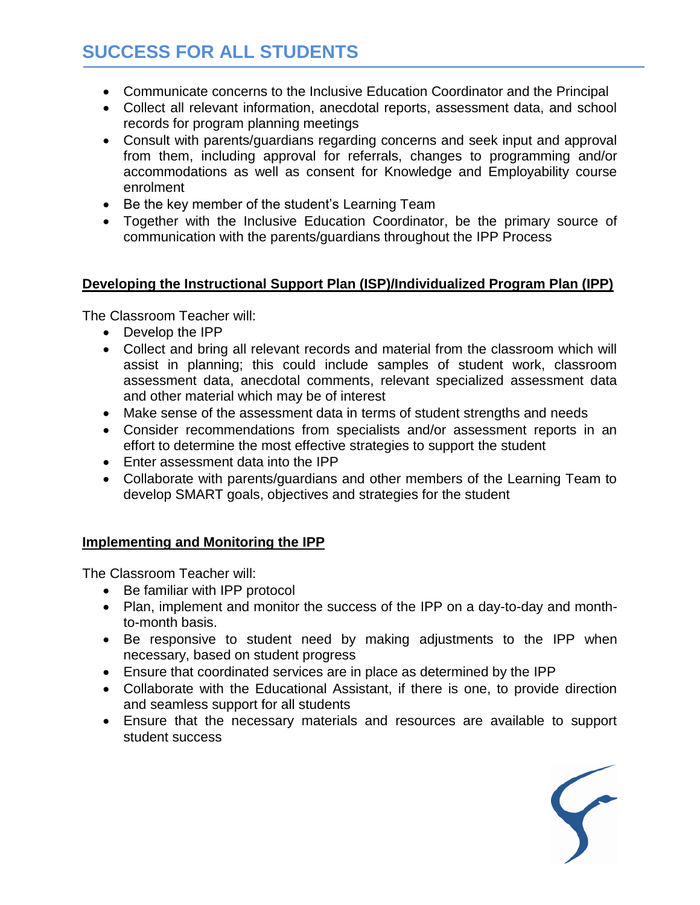- Communicate concerns to the Inclusive Education Coordinator and the Principal
- Collect all relevant information, anecdotal reports, assessment data, and school records for program planning meetings
- Consult with parents/guardians regarding concerns and seek input and approval from them, including approval for referrals, changes to programming and/or accommodations as well as consent for Knowledge and Employability course enrolment
- Be the key member of the student's Learning Team
- Together with the Inclusive Education Coordinator, be the primary source of communication with the parents/guardians throughout the IPP Process

**Developing the Instructional Support Plan (ISP)/Individualized Program Plan (IPP)**

The Classroom Teacher will:

- Develop the IPP
- Collect and bring all relevant records and material from the classroom which will assist in planning; this could include samples of student work, classroom assessment data, anecdotal comments, relevant specialized assessment data and other material which may be of interest
- Make sense of the assessment data in terms of student strengths and needs
- Consider recommendations from specialists and/or assessment reports in an effort to determine the most effective strategies to support the student
- Enter assessment data into the IPP
- Collaborate with parents/guardians and other members of the Learning Team to develop SMART goals, objectives and strategies for the student

**Implementing and Monitoring the IPP**

The Classroom Teacher will:

- Be familiar with IPP protocol
- Plan, implement and monitor the success of the IPP on a day-to-day and month-to-month basis.
- Be responsive to student need by making adjustments to the IPP when necessary, based on student progress
- Ensure that coordinated services are in place as determined by the IPP
- Collaborate with the Educational Assistant, if there is one, to provide direction and seamless support for all students
- Ensure that the necessary materials and resources are available to support student success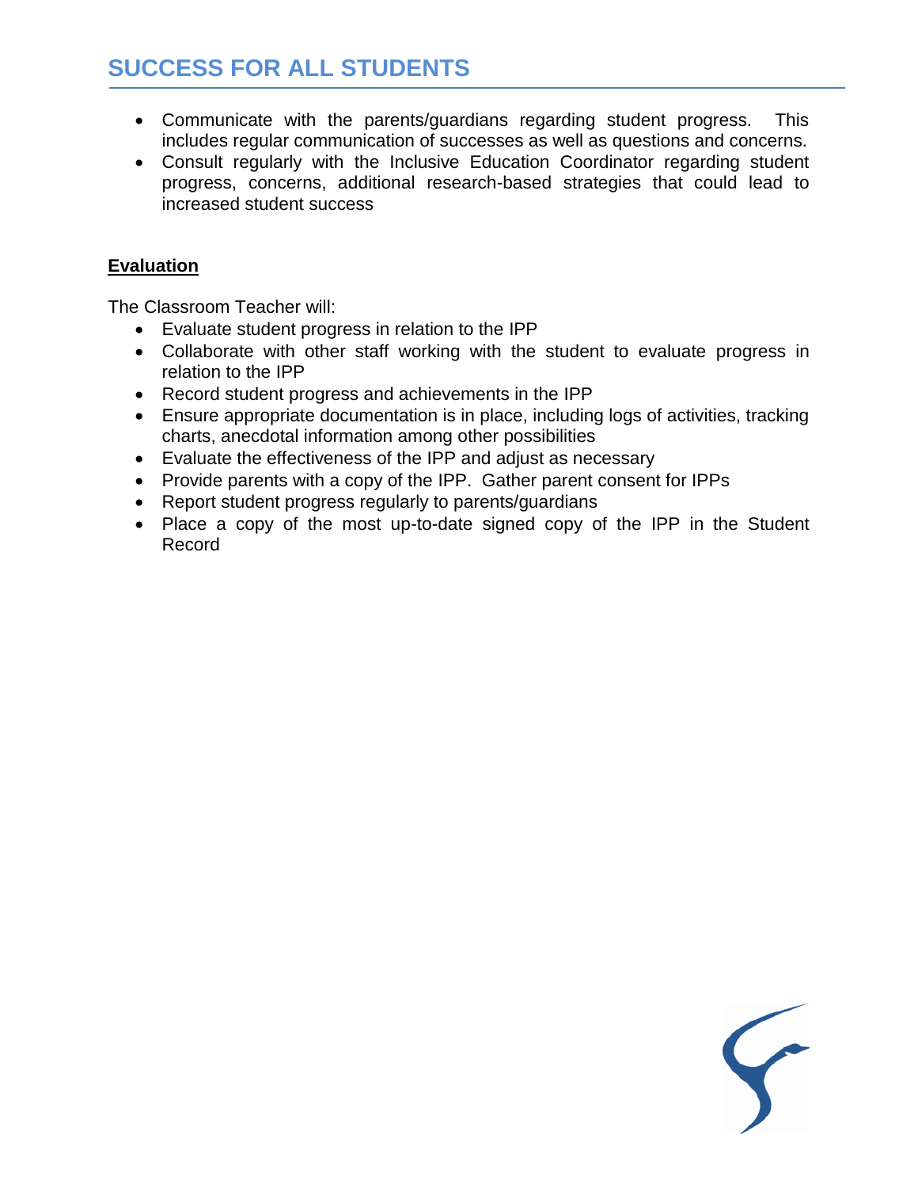- Communicate with the parents/guardians regarding student progress. This includes regular communication of successes as well as questions and concerns.
- Consult regularly with the Inclusive Education Coordinator regarding student progress, concerns, additional research-based strategies that could lead to increased student success

**Evaluation**

The Classroom Teacher will:

- Evaluate student progress in relation to the IPP
- Collaborate with other staff working with the student to evaluate progress in relation to the IPP
- Record student progress and achievements in the IPP
- Ensure appropriate documentation is in place, including logs of activities, tracking charts, anecdotal information among other possibilities
- Evaluate the effectiveness of the IPP and adjust as necessary
- Provide parents with a copy of the IPP. Gather parent consent for IPPs
- Report student progress regularly to parents/guardians
- Place a copy of the most up-to-date signed copy of the IPP in the Student Record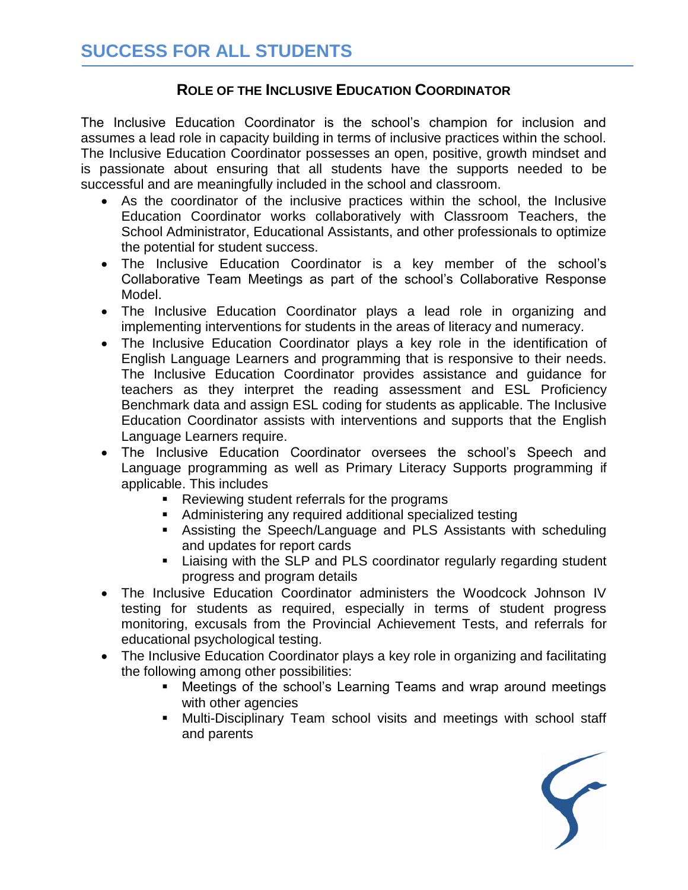# SUCCESS FOR ALL STUDENTS

## ROLE OF THE INCLUSIVE EDUCATION COORDINATOR

The Inclusive Education Coordinator is the school's champion for inclusion and assumes a lead role in capacity building in terms of inclusive practices within the school. The Inclusive Education Coordinator possesses an open, positive, growth mindset and is passionate about ensuring that all students have the supports needed to be successful and are meaningfully included in the school and classroom.

- As the coordinator of the inclusive practices within the school, the Inclusive Education Coordinator works collaboratively with Classroom Teachers, the School Administrator, Educational Assistants, and other professionals to optimize the potential for student success.
- The Inclusive Education Coordinator is a key member of the school's Collaborative Team Meetings as part of the school's Collaborative Response Model.
- The Inclusive Education Coordinator plays a lead role in organizing and implementing interventions for students in the areas of literacy and numeracy.
- The Inclusive Education Coordinator plays a key role in the identification of English Language Learners and programming that is responsive to their needs. The Inclusive Education Coordinator provides assistance and guidance for teachers as they interpret the reading assessment and ESL Proficiency Benchmark data and assign ESL coding for students as applicable. The Inclusive Education Coordinator assists with interventions and supports that the English Language Learners require.
- The Inclusive Education Coordinator oversees the school's Speech and Language programming as well as Primary Literacy Supports programming if applicable. This includes
  - Reviewing student referrals for the programs
  - Administering any required additional specialized testing
  - Assisting the Speech/Language and PLS Assistants with scheduling and updates for report cards
  - Liaising with the SLP and PLS coordinator regularly regarding student progress and program details
- The Inclusive Education Coordinator administers the Woodcock Johnson IV testing for students as required, especially in terms of student progress monitoring, excusals from the Provincial Achievement Tests, and referrals for educational psychological testing.
- The Inclusive Education Coordinator plays a key role in organizing and facilitating the following among other possibilities:
  - Meetings of the school's Learning Teams and wrap around meetings with other agencies
  - Multi-Disciplinary Team school visits and meetings with school staff and parents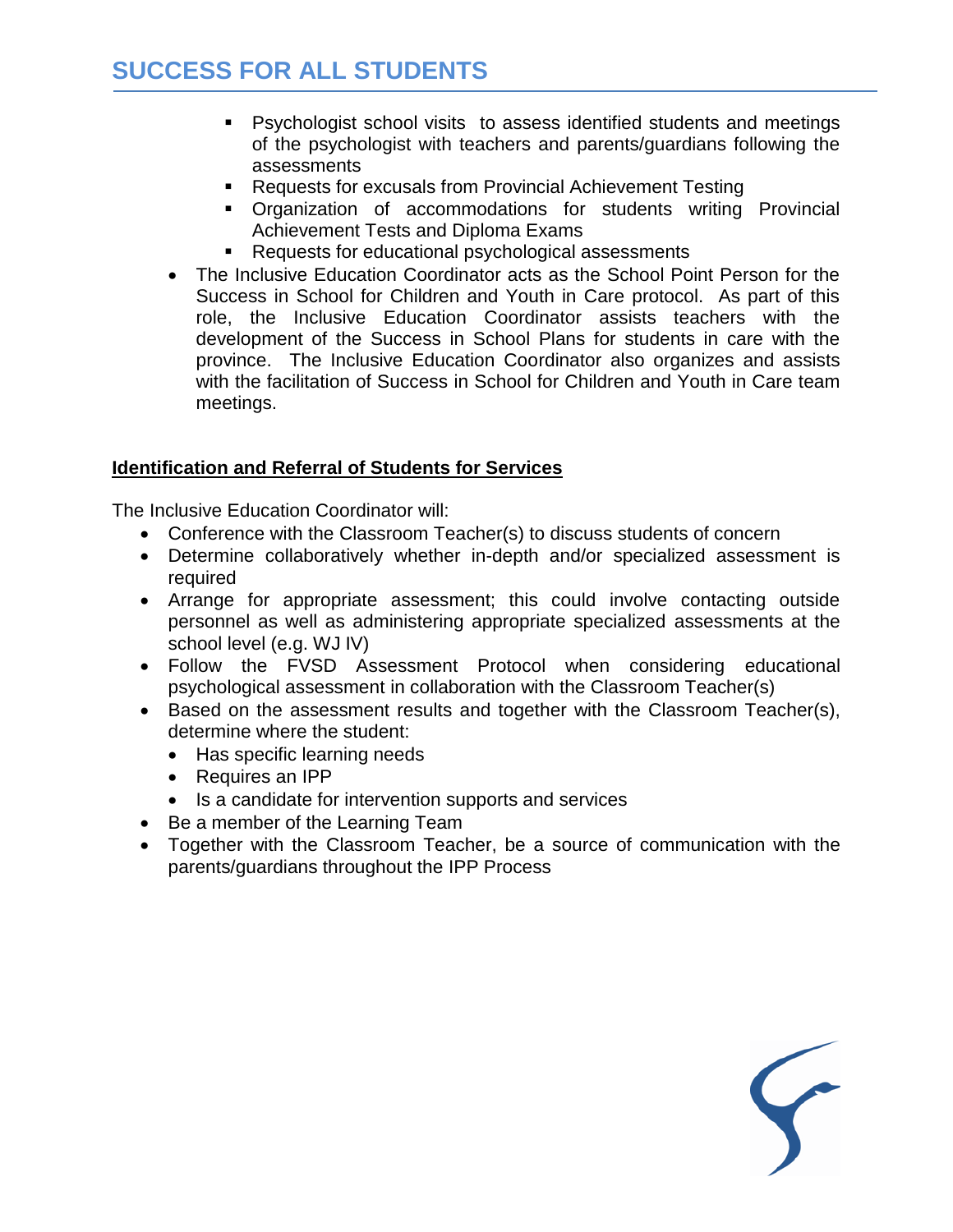- Psychologist school visits to assess identified students and meetings of the psychologist with teachers and parents/guardians following the assessments
    - Requests for excusals from Provincial Achievement Testing
    - Organization of accommodations for students writing Provincial Achievement Tests and Diploma Exams
    - Requests for educational psychological assessments
- The Inclusive Education Coordinator acts as the School Point Person for the Success in School for Children and Youth in Care protocol. As part of this role, the Inclusive Education Coordinator assists teachers with the development of the Success in School Plans for students in care with the province. The Inclusive Education Coordinator also organizes and assists with the facilitation of Success in School for Children and Youth in Care team meetings.

**Identification and Referral of Students for Services**

The Inclusive Education Coordinator will:

- Conference with the Classroom Teacher(s) to discuss students of concern
- Determine collaboratively whether in-depth and/or specialized assessment is required
- Arrange for appropriate assessment; this could involve contacting outside personnel as well as administering appropriate specialized assessments at the school level (e.g. WJ IV)
- Follow the FVSD Assessment Protocol when considering educational psychological assessment in collaboration with the Classroom Teacher(s)
- Based on the assessment results and together with the Classroom Teacher(s), determine where the student:
    - Has specific learning needs
    - Requires an IPP
    - Is a candidate for intervention supports and services
- Be a member of the Learning Team
- Together with the Classroom Teacher, be a source of communication with the parents/guardians throughout the IPP Process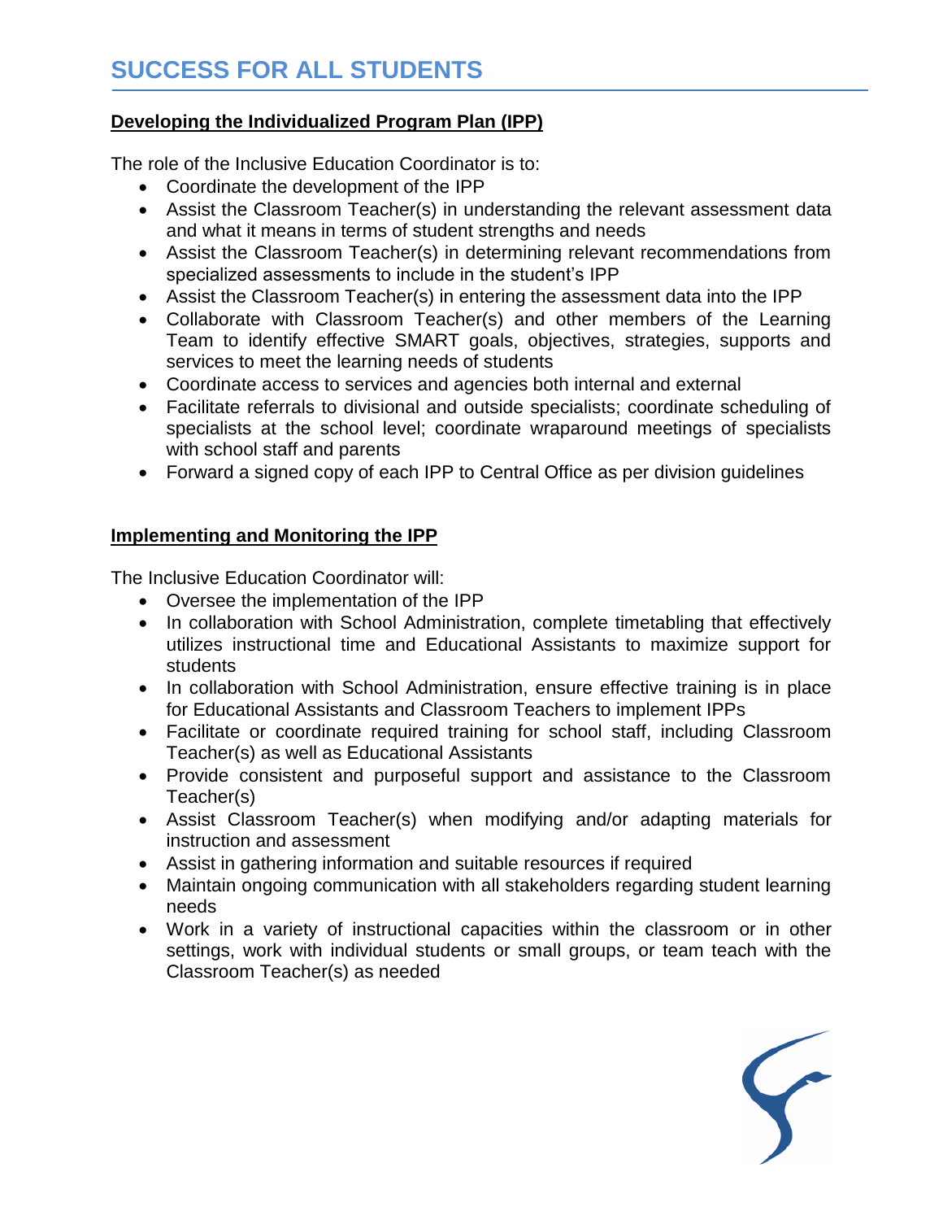# SUCCESS FOR ALL STUDENTS

## Developing the Individualized Program Plan (IPP)

The role of the Inclusive Education Coordinator is to:

- Coordinate the development of the IPP
- Assist the Classroom Teacher(s) in understanding the relevant assessment data and what it means in terms of student strengths and needs
- Assist the Classroom Teacher(s) in determining relevant recommendations from specialized assessments to include in the student's IPP
- Assist the Classroom Teacher(s) in entering the assessment data into the IPP
- Collaborate with Classroom Teacher(s) and other members of the Learning Team to identify effective SMART goals, objectives, strategies, supports and services to meet the learning needs of students
- Coordinate access to services and agencies both internal and external
- Facilitate referrals to divisional and outside specialists; coordinate scheduling of specialists at the school level; coordinate wraparound meetings of specialists with school staff and parents
- Forward a signed copy of each IPP to Central Office as per division guidelines

## Implementing and Monitoring the IPP

The Inclusive Education Coordinator will:

- Oversee the implementation of the IPP
- In collaboration with School Administration, complete timetabling that effectively utilizes instructional time and Educational Assistants to maximize support for students
- In collaboration with School Administration, ensure effective training is in place for Educational Assistants and Classroom Teachers to implement IPPs
- Facilitate or coordinate required training for school staff, including Classroom Teacher(s) as well as Educational Assistants
- Provide consistent and purposeful support and assistance to the Classroom Teacher(s)
- Assist Classroom Teacher(s) when modifying and/or adapting materials for instruction and assessment
- Assist in gathering information and suitable resources if required
- Maintain ongoing communication with all stakeholders regarding student learning needs
- Work in a variety of instructional capacities within the classroom or in other settings, work with individual students or small groups, or team teach with the Classroom Teacher(s) as needed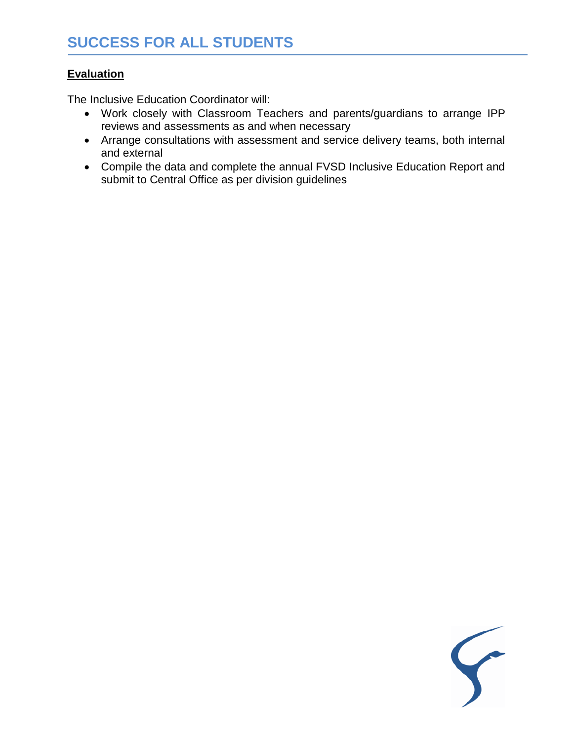## Evaluation

The Inclusive Education Coordinator will:

- Work closely with Classroom Teachers and parents/guardians to arrange IPP reviews and assessments as and when necessary
- Arrange consultations with assessment and service delivery teams, both internal and external
- Compile the data and complete the annual FVSD Inclusive Education Report and submit to Central Office as per division guidelines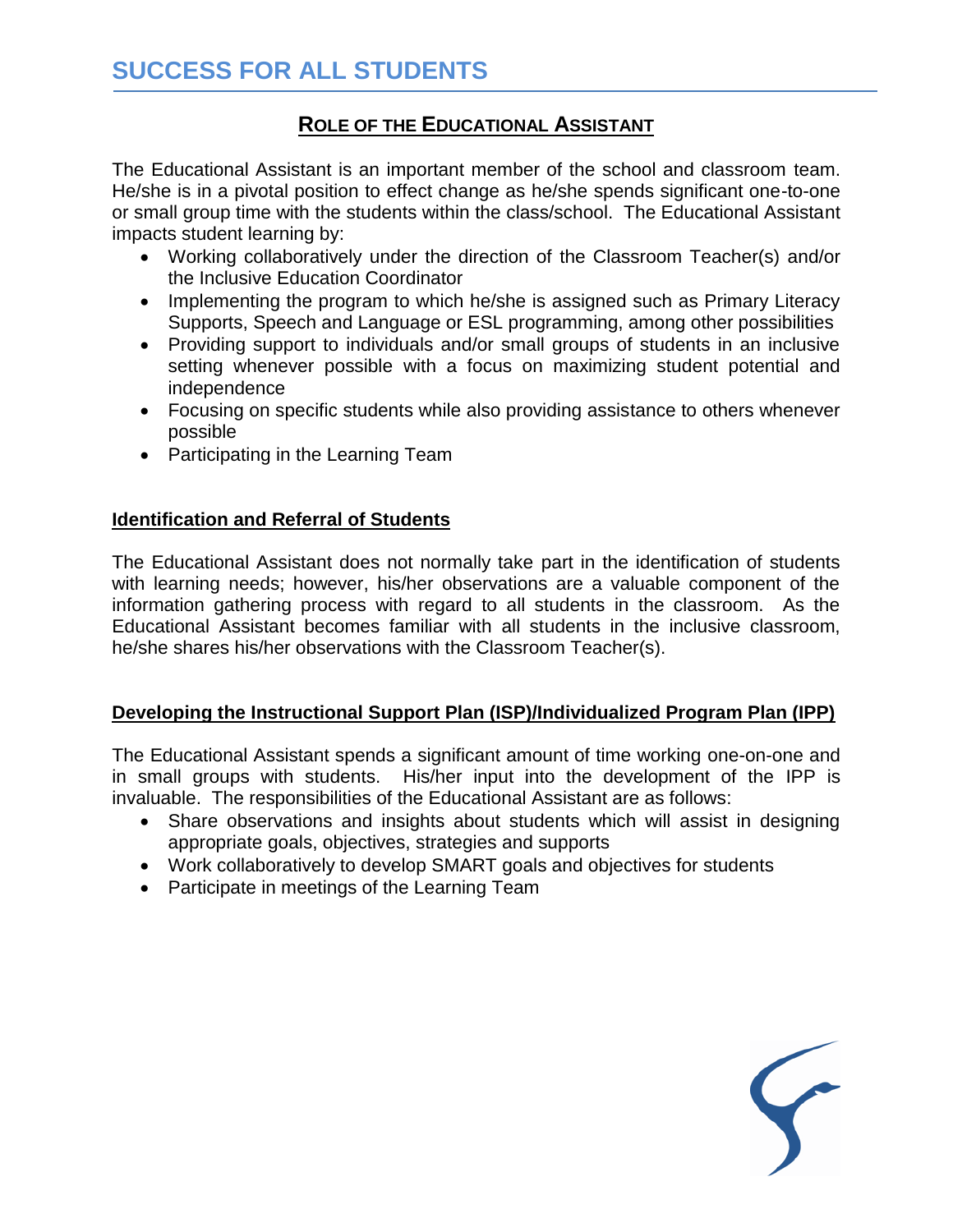# SUCCESS FOR ALL STUDENTS

## ROLE OF THE EDUCATIONAL ASSISTANT

The Educational Assistant is an important member of the school and classroom team. He/she is in a pivotal position to effect change as he/she spends significant one-to-one or small group time with the students within the class/school. The Educational Assistant impacts student learning by:

- Working collaboratively under the direction of the Classroom Teacher(s) and/or the Inclusive Education Coordinator
- Implementing the program to which he/she is assigned such as Primary Literacy Supports, Speech and Language or ESL programming, among other possibilities
- Providing support to individuals and/or small groups of students in an inclusive setting whenever possible with a focus on maximizing student potential and independence
- Focusing on specific students while also providing assistance to others whenever possible
- Participating in the Learning Team

### Identification and Referral of Students

The Educational Assistant does not normally take part in the identification of students with learning needs; however, his/her observations are a valuable component of the information gathering process with regard to all students in the classroom. As the Educational Assistant becomes familiar with all students in the inclusive classroom, he/she shares his/her observations with the Classroom Teacher(s).

### Developing the Instructional Support Plan (ISP)/Individualized Program Plan (IPP)

The Educational Assistant spends a significant amount of time working one-on-one and in small groups with students. His/her input into the development of the IPP is invaluable. The responsibilities of the Educational Assistant are as follows:

- Share observations and insights about students which will assist in designing appropriate goals, objectives, strategies and supports
- Work collaboratively to develop SMART goals and objectives for students
- Participate in meetings of the Learning Team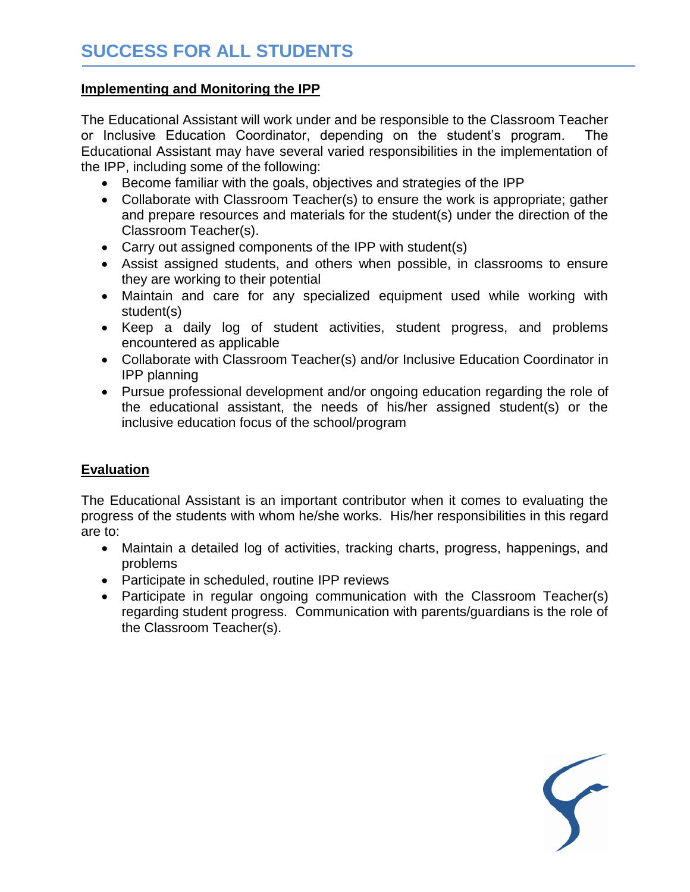# SUCCESS FOR ALL STUDENTS

## Implementing and Monitoring the IPP

The Educational Assistant will work under and be responsible to the Classroom Teacher or Inclusive Education Coordinator, depending on the student's program. The Educational Assistant may have several varied responsibilities in the implementation of the IPP, including some of the following:

- Become familiar with the goals, objectives and strategies of the IPP
- Collaborate with Classroom Teacher(s) to ensure the work is appropriate; gather and prepare resources and materials for the student(s) under the direction of the Classroom Teacher(s).
- Carry out assigned components of the IPP with student(s)
- Assist assigned students, and others when possible, in classrooms to ensure they are working to their potential
- Maintain and care for any specialized equipment used while working with student(s)
- Keep a daily log of student activities, student progress, and problems encountered as applicable
- Collaborate with Classroom Teacher(s) and/or Inclusive Education Coordinator in IPP planning
- Pursue professional development and/or ongoing education regarding the role of the educational assistant, the needs of his/her assigned student(s) or the inclusive education focus of the school/program

## Evaluation

The Educational Assistant is an important contributor when it comes to evaluating the progress of the students with whom he/she works. His/her responsibilities in this regard are to:

- Maintain a detailed log of activities, tracking charts, progress, happenings, and problems
- Participate in scheduled, routine IPP reviews
- Participate in regular ongoing communication with the Classroom Teacher(s) regarding student progress. Communication with parents/guardians is the role of the Classroom Teacher(s).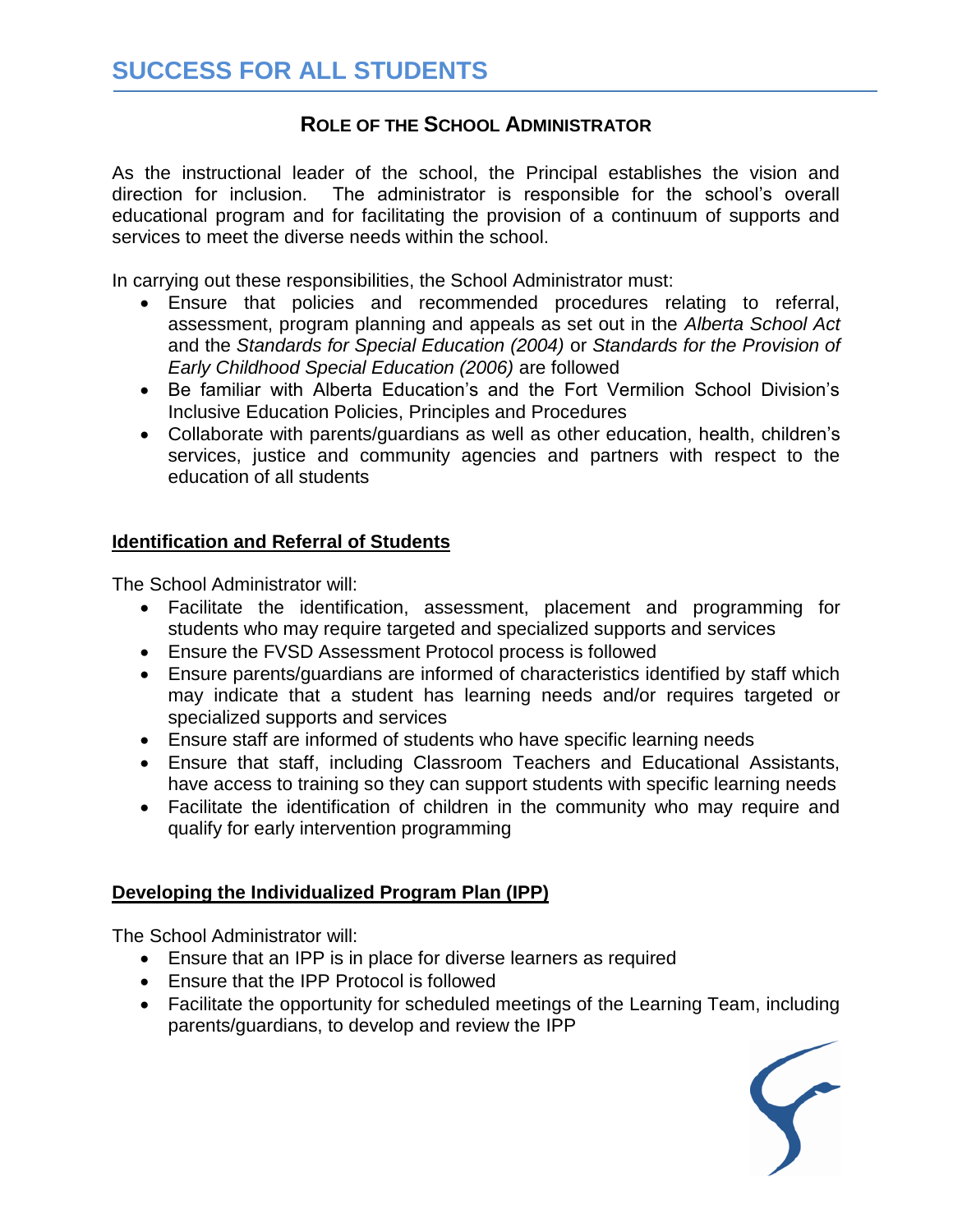# SUCCESS FOR ALL STUDENTS

## ROLE OF THE SCHOOL ADMINISTRATOR

As the instructional leader of the school, the Principal establishes the vision and direction for inclusion. The administrator is responsible for the school's overall educational program and for facilitating the provision of a continuum of supports and services to meet the diverse needs within the school.

In carrying out these responsibilities, the School Administrator must:

- Ensure that policies and recommended procedures relating to referral, assessment, program planning and appeals as set out in the *Alberta School Act* and the *Standards for Special Education (2004)* or *Standards for the Provision of Early Childhood Special Education (2006)* are followed
- Be familiar with Alberta Education's and the Fort Vermilion School Division's Inclusive Education Policies, Principles and Procedures
- Collaborate with parents/guardians as well as other education, health, children's services, justice and community agencies and partners with respect to the education of all students

### Identification and Referral of Students

The School Administrator will:

- Facilitate the identification, assessment, placement and programming for students who may require targeted and specialized supports and services
- Ensure the FVSD Assessment Protocol process is followed
- Ensure parents/guardians are informed of characteristics identified by staff which may indicate that a student has learning needs and/or requires targeted or specialized supports and services
- Ensure staff are informed of students who have specific learning needs
- Ensure that staff, including Classroom Teachers and Educational Assistants, have access to training so they can support students with specific learning needs
- Facilitate the identification of children in the community who may require and qualify for early intervention programming

### Developing the Individualized Program Plan (IPP)

The School Administrator will:

- Ensure that an IPP is in place for diverse learners as required
- Ensure that the IPP Protocol is followed
- Facilitate the opportunity for scheduled meetings of the Learning Team, including parents/guardians, to develop and review the IPP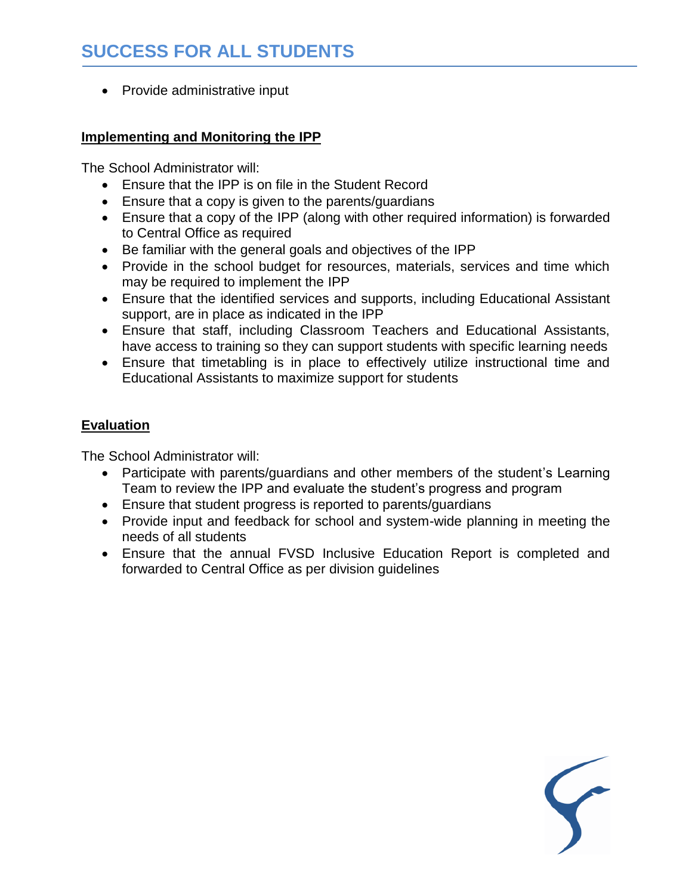- Provide administrative input

**Implementing and Monitoring the IPP**

The School Administrator will:

- Ensure that the IPP is on file in the Student Record
- Ensure that a copy is given to the parents/guardians
- Ensure that a copy of the IPP (along with other required information) is forwarded to Central Office as required
- Be familiar with the general goals and objectives of the IPP
- Provide in the school budget for resources, materials, services and time which may be required to implement the IPP
- Ensure that the identified services and supports, including Educational Assistant support, are in place as indicated in the IPP
- Ensure that staff, including Classroom Teachers and Educational Assistants, have access to training so they can support students with specific learning needs
- Ensure that timetabling is in place to effectively utilize instructional time and Educational Assistants to maximize support for students

**Evaluation**

The School Administrator will:

- Participate with parents/guardians and other members of the student's Learning Team to review the IPP and evaluate the student's progress and program
- Ensure that student progress is reported to parents/guardians
- Provide input and feedback for school and system-wide planning in meeting the needs of all students
- Ensure that the annual FVSD Inclusive Education Report is completed and forwarded to Central Office as per division guidelines